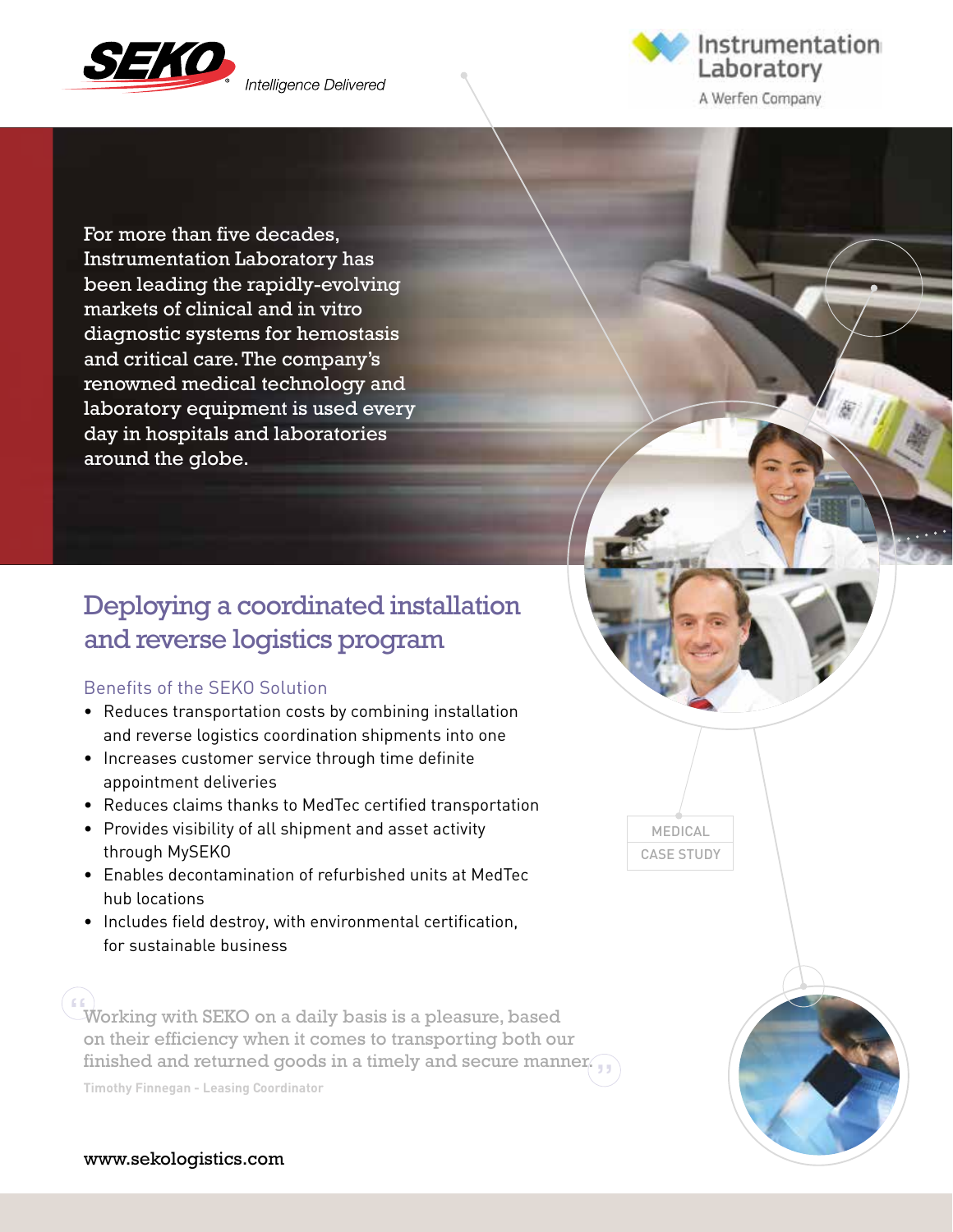SEKO Intelligence Delivered

Instrumentation Laboratory
A Werfen Company

For more than five decades, Instrumentation Laboratory has been leading the rapidly-evolving markets of clinical and in vitro diagnostic systems for hemostasis and critical care. The company's renowned medical technology and laboratory equipment is used every day in hospitals and laboratories around the globe.

# Deploying a coordinated installation and reverse logistics program

MEDICAL CASE STUDY

## Benefits of the SEKO Solution

- Reduces transportation costs by combining installation and reverse logistics coordination shipments into one
- Increases customer service through time definite appointment deliveries
- Reduces claims thanks to MedTec certified transportation
- Provides visibility of all shipment and asset activity through MySEKO
- Enables decontamination of refurbished units at MedTec hub locations
- Includes field destroy, with environmental certification, for sustainable business

"Working with SEKO on a daily basis is a pleasure, based on their efficiency when it comes to transporting both our finished and returned goods in a timely and secure manner."

**Timothy Finnegan - Leasing Coordinator**

www.sekologistics.com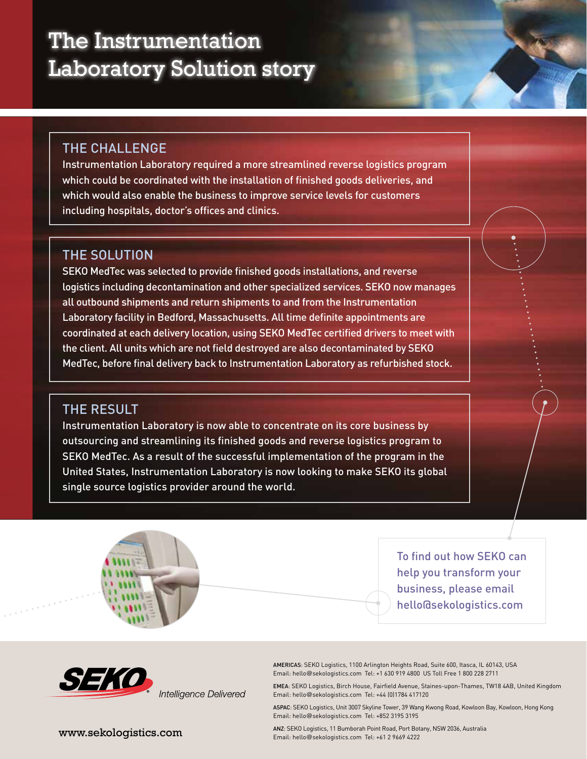# The Instrumentation Laboratory Solution story

## THE CHALLENGE

Instrumentation Laboratory required a more streamlined reverse logistics program which could be coordinated with the installation of finished goods deliveries, and which would also enable the business to improve service levels for customers including hospitals, doctor's offices and clinics.

## THE SOLUTION

SEKO MedTec was selected to provide finished goods installations, and reverse logistics including decontamination and other specialized services. SEKO now manages all outbound shipments and return shipments to and from the Instrumentation Laboratory facility in Bedford, Massachusetts. All time definite appointments are coordinated at each delivery location, using SEKO MedTec certified drivers to meet with the client. All units which are not field destroyed are also decontaminated by SEKO MedTec, before final delivery back to Instrumentation Laboratory as refurbished stock.

## THE RESULT

Instrumentation Laboratory is now able to concentrate on its core business by outsourcing and streamlining its finished goods and reverse logistics program to SEKO MedTec. As a result of the successful implementation of the program in the United States, Instrumentation Laboratory is now looking to make SEKO its global single source logistics provider around the world.

To find out how SEKO can help you transform your business, please email hello@sekologistics.com

SEKO *Intelligence Delivered*

www.sekologistics.com

**AMERICAS**: SEKO Logistics, 1100 Arlington Heights Road, Suite 600, Itasca, IL 60143, USA
Email: hello@sekologistics.com Tel: +1 630 919 4800 US Toll Free 1 800 228 2711

**EMEA**: SEKO Logistics, Birch House, Fairfield Avenue, Staines-upon-Thames, TW18 4AB, United Kingdom
Email: hello@sekologistics.com Tel: +44 (0)1784 417120

**ASPAC**: SEKO Logistics, Unit 3007 Skyline Tower, 39 Wang Kwong Road, Kowloon Bay, Kowloon, Hong Kong
Email: hello@sekologistics.com Tel: +852 3195 3195

**ANZ**: SEKO Logistics, 11 Bumborah Point Road, Port Botany, NSW 2036, Australia
Email: hello@sekologistics.com Tel: +61 2 9669 4222